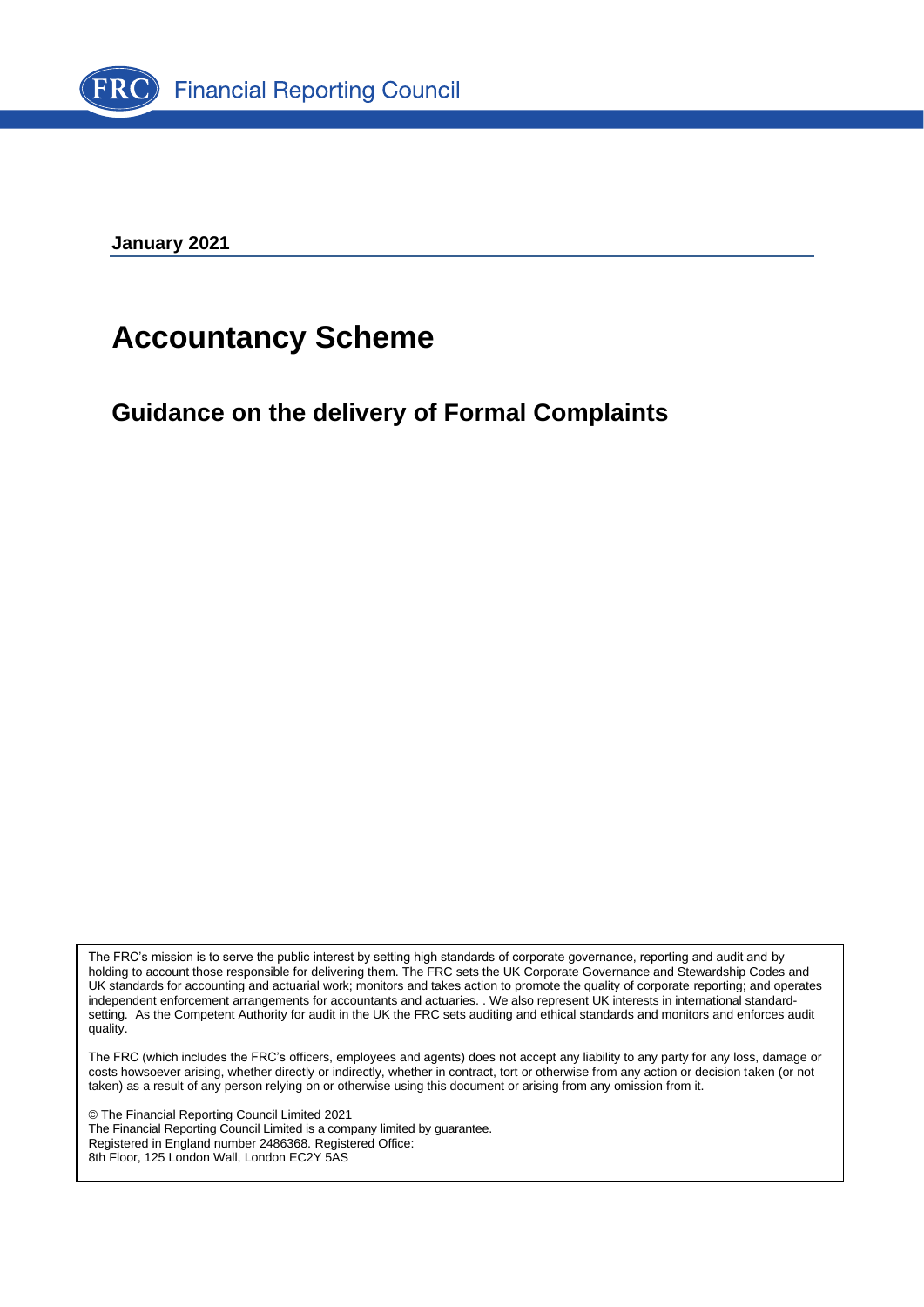FRC Financial Reporting Council

**January 2021**

# Accountancy Scheme

## Guidance on the delivery of Formal Complaints

The FRC's mission is to serve the public interest by setting high standards of corporate governance, reporting and audit and by holding to account those responsible for delivering them. The FRC sets the UK Corporate Governance and Stewardship Codes and UK standards for accounting and actuarial work; monitors and takes action to promote the quality of corporate reporting; and operates independent enforcement arrangements for accountants and actuaries. . We also represent UK interests in international standard-setting. As the Competent Authority for audit in the UK the FRC sets auditing and ethical standards and monitors and enforces audit quality.

The FRC (which includes the FRC's officers, employees and agents) does not accept any liability to any party for any loss, damage or costs howsoever arising, whether directly or indirectly, whether in contract, tort or otherwise from any action or decision taken (or not taken) as a result of any person relying on or otherwise using this document or arising from any omission from it.

© The Financial Reporting Council Limited 2021
The Financial Reporting Council Limited is a company limited by guarantee.
Registered in England number 2486368. Registered Office:
8th Floor, 125 London Wall, London EC2Y 5AS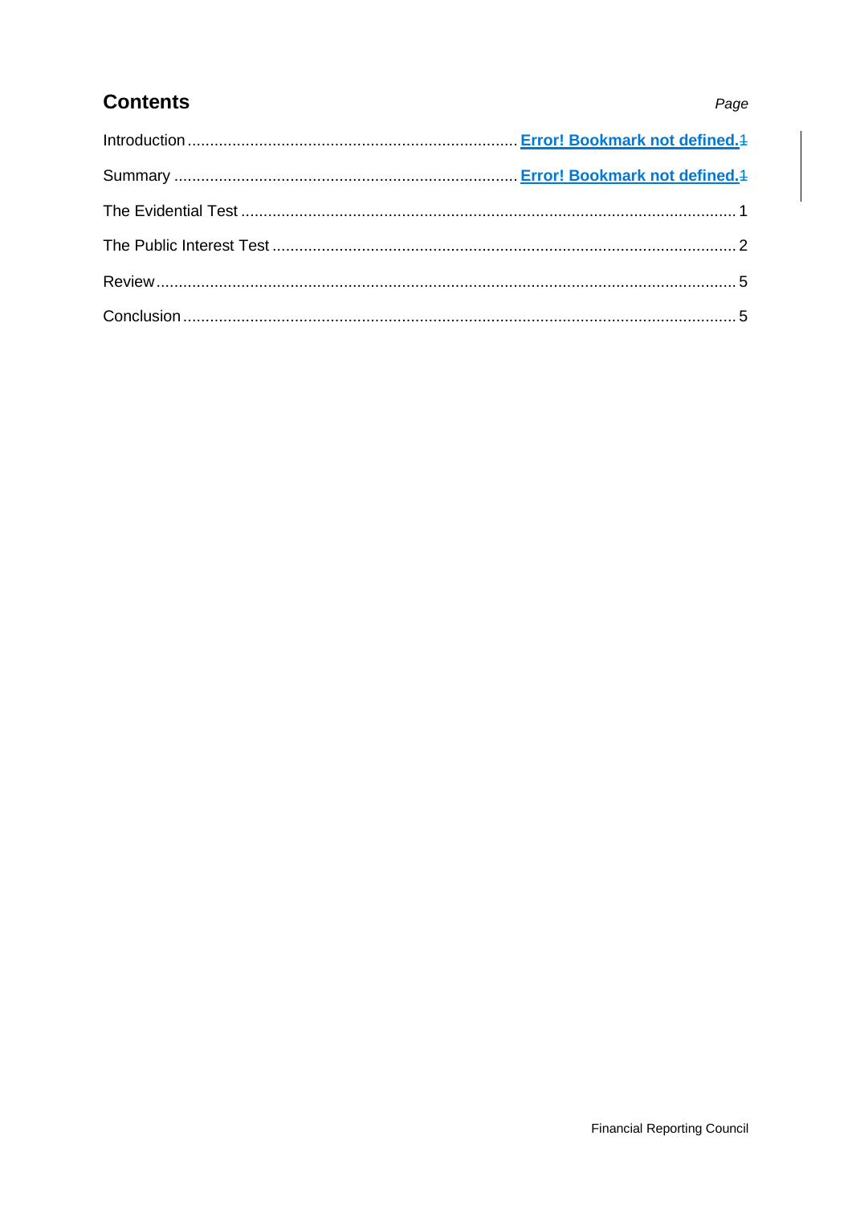## Contents

*Page*

| | |
|---|---|
| Introduction | **Error! Bookmark not defined.**1 |
| Summary | **Error! Bookmark not defined.**1 |
| The Evidential Test | 1 |
| The Public Interest Test | 2 |
| Review | 5 |
| Conclusion | 5 |

Financial Reporting Council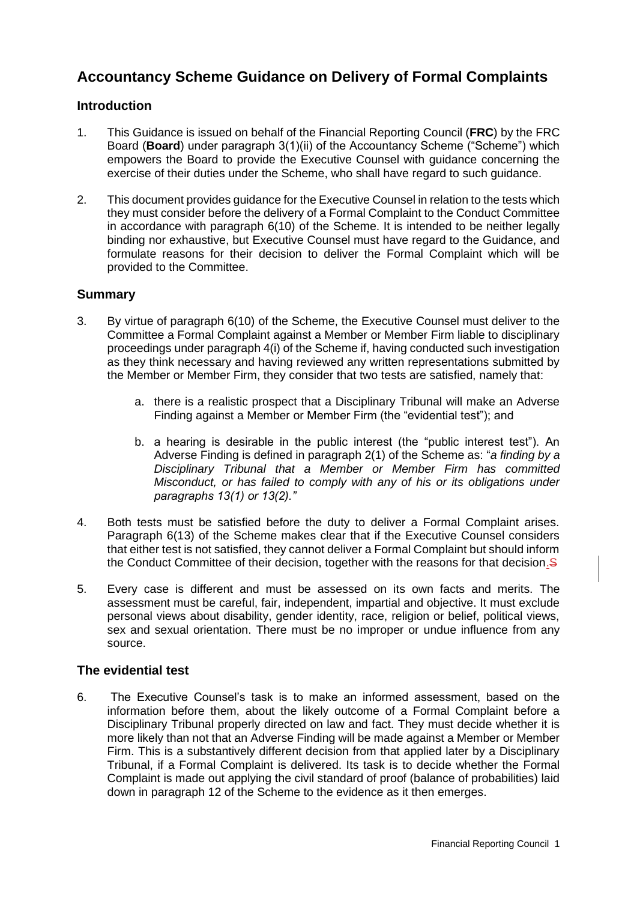# Accountancy Scheme Guidance on Delivery of Formal Complaints

## Introduction

1. This Guidance is issued on behalf of the Financial Reporting Council (**FRC**) by the FRC Board (**Board**) under paragraph 3(1)(ii) of the Accountancy Scheme ("Scheme") which empowers the Board to provide the Executive Counsel with guidance concerning the exercise of their duties under the Scheme, who shall have regard to such guidance.

2. This document provides guidance for the Executive Counsel in relation to the tests which they must consider before the delivery of a Formal Complaint to the Conduct Committee in accordance with paragraph 6(10) of the Scheme. It is intended to be neither legally binding nor exhaustive, but Executive Counsel must have regard to the Guidance, and formulate reasons for their decision to deliver the Formal Complaint which will be provided to the Committee.

## Summary

3. By virtue of paragraph 6(10) of the Scheme, the Executive Counsel must deliver to the Committee a Formal Complaint against a Member or Member Firm liable to disciplinary proceedings under paragraph 4(i) of the Scheme if, having conducted such investigation as they think necessary and having reviewed any written representations submitted by the Member or Member Firm, they consider that two tests are satisfied, namely that:

   a. there is a realistic prospect that a Disciplinary Tribunal will make an Adverse Finding against a Member or Member Firm (the "evidential test"); and

   b. a hearing is desirable in the public interest (the "public interest test"). An Adverse Finding is defined in paragraph 2(1) of the Scheme as: "*a finding by a Disciplinary Tribunal that a Member or Member Firm has committed Misconduct, or has failed to comply with any of his or its obligations under paragraphs 13(1) or 13(2).*"

4. Both tests must be satisfied before the duty to deliver a Formal Complaint arises. Paragraph 6(13) of the Scheme makes clear that if the Executive Counsel considers that either test is not satisfied, they cannot deliver a Formal Complaint but should inform the Conduct Committee of their decision, together with the reasons for that decision.~~S~~

5. Every case is different and must be assessed on its own facts and merits. The assessment must be careful, fair, independent, impartial and objective. It must exclude personal views about disability, gender identity, race, religion or belief, political views, sex and sexual orientation. There must be no improper or undue influence from any source.

## The evidential test

6. The Executive Counsel's task is to make an informed assessment, based on the information before them, about the likely outcome of a Formal Complaint before a Disciplinary Tribunal properly directed on law and fact. They must decide whether it is more likely than not that an Adverse Finding will be made against a Member or Member Firm. This is a substantively different decision from that applied later by a Disciplinary Tribunal, if a Formal Complaint is delivered. Its task is to decide whether the Formal Complaint is made out applying the civil standard of proof (balance of probabilities) laid down in paragraph 12 of the Scheme to the evidence as it then emerges.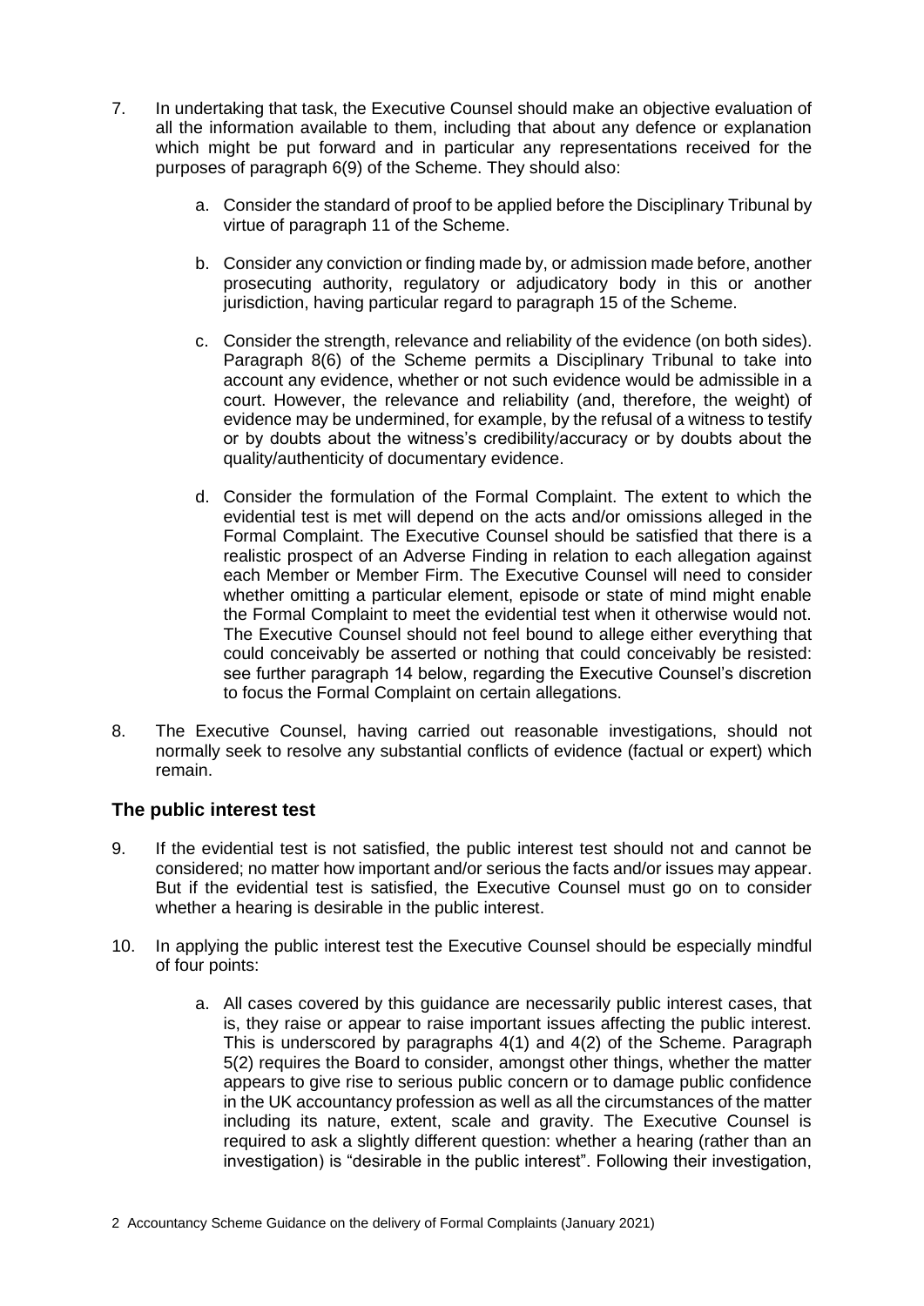7. In undertaking that task, the Executive Counsel should make an objective evaluation of all the information available to them, including that about any defence or explanation which might be put forward and in particular any representations received for the purposes of paragraph 6(9) of the Scheme. They should also:

   a. Consider the standard of proof to be applied before the Disciplinary Tribunal by virtue of paragraph 11 of the Scheme.

   b. Consider any conviction or finding made by, or admission made before, another prosecuting authority, regulatory or adjudicatory body in this or another jurisdiction, having particular regard to paragraph 15 of the Scheme.

   c. Consider the strength, relevance and reliability of the evidence (on both sides). Paragraph 8(6) of the Scheme permits a Disciplinary Tribunal to take into account any evidence, whether or not such evidence would be admissible in a court. However, the relevance and reliability (and, therefore, the weight) of evidence may be undermined, for example, by the refusal of a witness to testify or by doubts about the witness's credibility/accuracy or by doubts about the quality/authenticity of documentary evidence.

   d. Consider the formulation of the Formal Complaint. The extent to which the evidential test is met will depend on the acts and/or omissions alleged in the Formal Complaint. The Executive Counsel should be satisfied that there is a realistic prospect of an Adverse Finding in relation to each allegation against each Member or Member Firm. The Executive Counsel will need to consider whether omitting a particular element, episode or state of mind might enable the Formal Complaint to meet the evidential test when it otherwise would not. The Executive Counsel should not feel bound to allege either everything that could conceivably be asserted or nothing that could conceivably be resisted: see further paragraph 14 below, regarding the Executive Counsel's discretion to focus the Formal Complaint on certain allegations.

8. The Executive Counsel, having carried out reasonable investigations, should not normally seek to resolve any substantial conflicts of evidence (factual or expert) which remain.

## The public interest test

9. If the evidential test is not satisfied, the public interest test should not and cannot be considered; no matter how important and/or serious the facts and/or issues may appear. But if the evidential test is satisfied, the Executive Counsel must go on to consider whether a hearing is desirable in the public interest.

10. In applying the public interest test the Executive Counsel should be especially mindful of four points:

    a. All cases covered by this guidance are necessarily public interest cases, that is, they raise or appear to raise important issues affecting the public interest. This is underscored by paragraphs 4(1) and 4(2) of the Scheme. Paragraph 5(2) requires the Board to consider, amongst other things, whether the matter appears to give rise to serious public concern or to damage public confidence in the UK accountancy profession as well as all the circumstances of the matter including its nature, extent, scale and gravity. The Executive Counsel is required to ask a slightly different question: whether a hearing (rather than an investigation) is "desirable in the public interest". Following their investigation,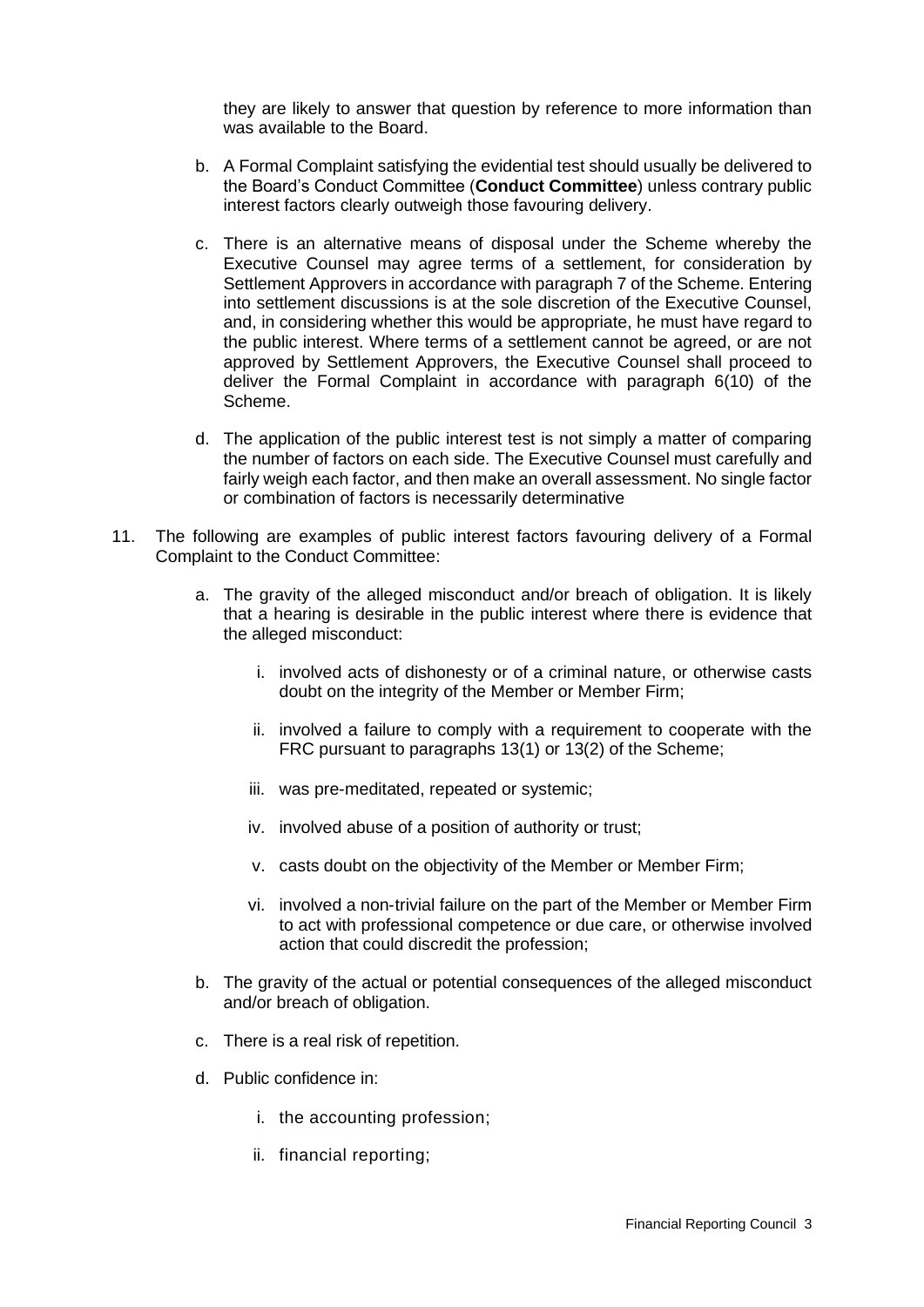they are likely to answer that question by reference to more information than was available to the Board.

b. A Formal Complaint satisfying the evidential test should usually be delivered to the Board's Conduct Committee (**Conduct Committee**) unless contrary public interest factors clearly outweigh those favouring delivery.

c. There is an alternative means of disposal under the Scheme whereby the Executive Counsel may agree terms of a settlement, for consideration by Settlement Approvers in accordance with paragraph 7 of the Scheme. Entering into settlement discussions is at the sole discretion of the Executive Counsel, and, in considering whether this would be appropriate, he must have regard to the public interest. Where terms of a settlement cannot be agreed, or are not approved by Settlement Approvers, the Executive Counsel shall proceed to deliver the Formal Complaint in accordance with paragraph 6(10) of the Scheme.

d. The application of the public interest test is not simply a matter of comparing the number of factors on each side. The Executive Counsel must carefully and fairly weigh each factor, and then make an overall assessment. No single factor or combination of factors is necessarily determinative

11. The following are examples of public interest factors favouring delivery of a Formal Complaint to the Conduct Committee:

    a. The gravity of the alleged misconduct and/or breach of obligation. It is likely that a hearing is desirable in the public interest where there is evidence that the alleged misconduct:

        i. involved acts of dishonesty or of a criminal nature, or otherwise casts doubt on the integrity of the Member or Member Firm;

        ii. involved a failure to comply with a requirement to cooperate with the FRC pursuant to paragraphs 13(1) or 13(2) of the Scheme;

        iii. was pre-meditated, repeated or systemic;

        iv. involved abuse of a position of authority or trust;

        v. casts doubt on the objectivity of the Member or Member Firm;

        vi. involved a non-trivial failure on the part of the Member or Member Firm to act with professional competence or due care, or otherwise involved action that could discredit the profession;

    b. The gravity of the actual or potential consequences of the alleged misconduct and/or breach of obligation.

    c. There is a real risk of repetition.

    d. Public confidence in:

        i. the accounting profession;

        ii. financial reporting;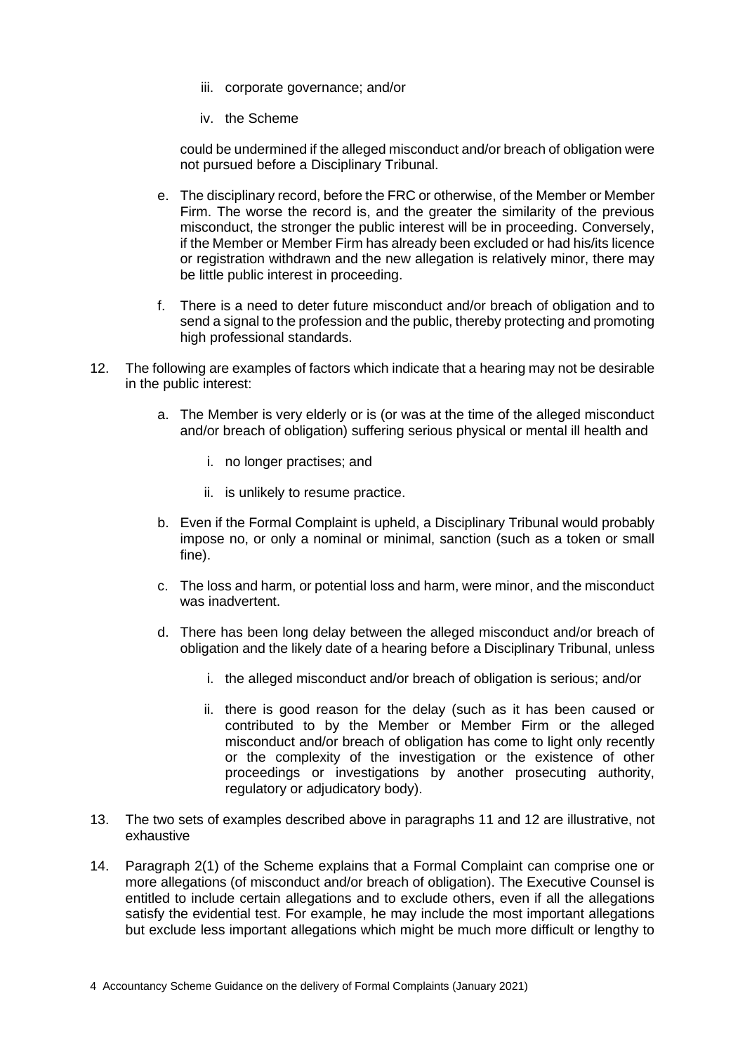iii. corporate governance; and/or

iv. the Scheme

could be undermined if the alleged misconduct and/or breach of obligation were not pursued before a Disciplinary Tribunal.

e. The disciplinary record, before the FRC or otherwise, of the Member or Member Firm. The worse the record is, and the greater the similarity of the previous misconduct, the stronger the public interest will be in proceeding. Conversely, if the Member or Member Firm has already been excluded or had his/its licence or registration withdrawn and the new allegation is relatively minor, there may be little public interest in proceeding.

f. There is a need to deter future misconduct and/or breach of obligation and to send a signal to the profession and the public, thereby protecting and promoting high professional standards.

12. The following are examples of factors which indicate that a hearing may not be desirable in the public interest:

    a. The Member is very elderly or is (or was at the time of the alleged misconduct and/or breach of obligation) suffering serious physical or mental ill health and

        i. no longer practises; and

        ii. is unlikely to resume practice.

    b. Even if the Formal Complaint is upheld, a Disciplinary Tribunal would probably impose no, or only a nominal or minimal, sanction (such as a token or small fine).

    c. The loss and harm, or potential loss and harm, were minor, and the misconduct was inadvertent.

    d. There has been long delay between the alleged misconduct and/or breach of obligation and the likely date of a hearing before a Disciplinary Tribunal, unless

        i. the alleged misconduct and/or breach of obligation is serious; and/or

        ii. there is good reason for the delay (such as it has been caused or contributed to by the Member or Member Firm or the alleged misconduct and/or breach of obligation has come to light only recently or the complexity of the investigation or the existence of other proceedings or investigations by another prosecuting authority, regulatory or adjudicatory body).

13. The two sets of examples described above in paragraphs 11 and 12 are illustrative, not exhaustive

14. Paragraph 2(1) of the Scheme explains that a Formal Complaint can comprise one or more allegations (of misconduct and/or breach of obligation). The Executive Counsel is entitled to include certain allegations and to exclude others, even if all the allegations satisfy the evidential test. For example, he may include the most important allegations but exclude less important allegations which might be much more difficult or lengthy to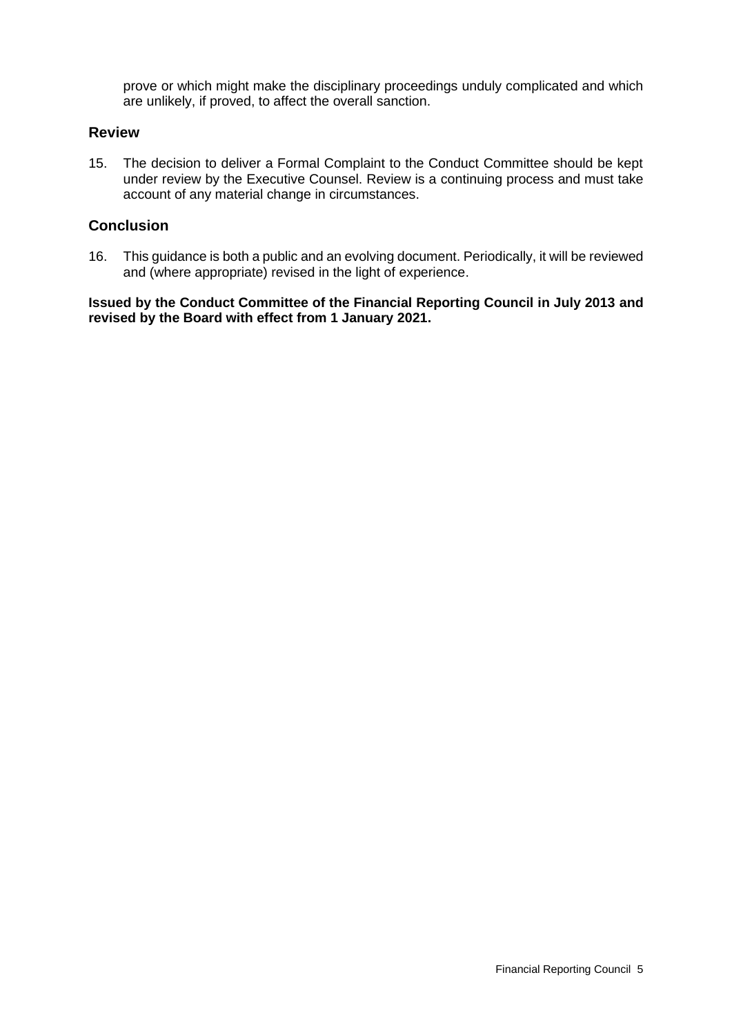prove or which might make the disciplinary proceedings unduly complicated and which are unlikely, if proved, to affect the overall sanction.

## Review

15. The decision to deliver a Formal Complaint to the Conduct Committee should be kept under review by the Executive Counsel. Review is a continuing process and must take account of any material change in circumstances.

## Conclusion

16. This guidance is both a public and an evolving document. Periodically, it will be reviewed and (where appropriate) revised in the light of experience.

**Issued by the Conduct Committee of the Financial Reporting Council in July 2013 and revised by the Board with effect from 1 January 2021.**